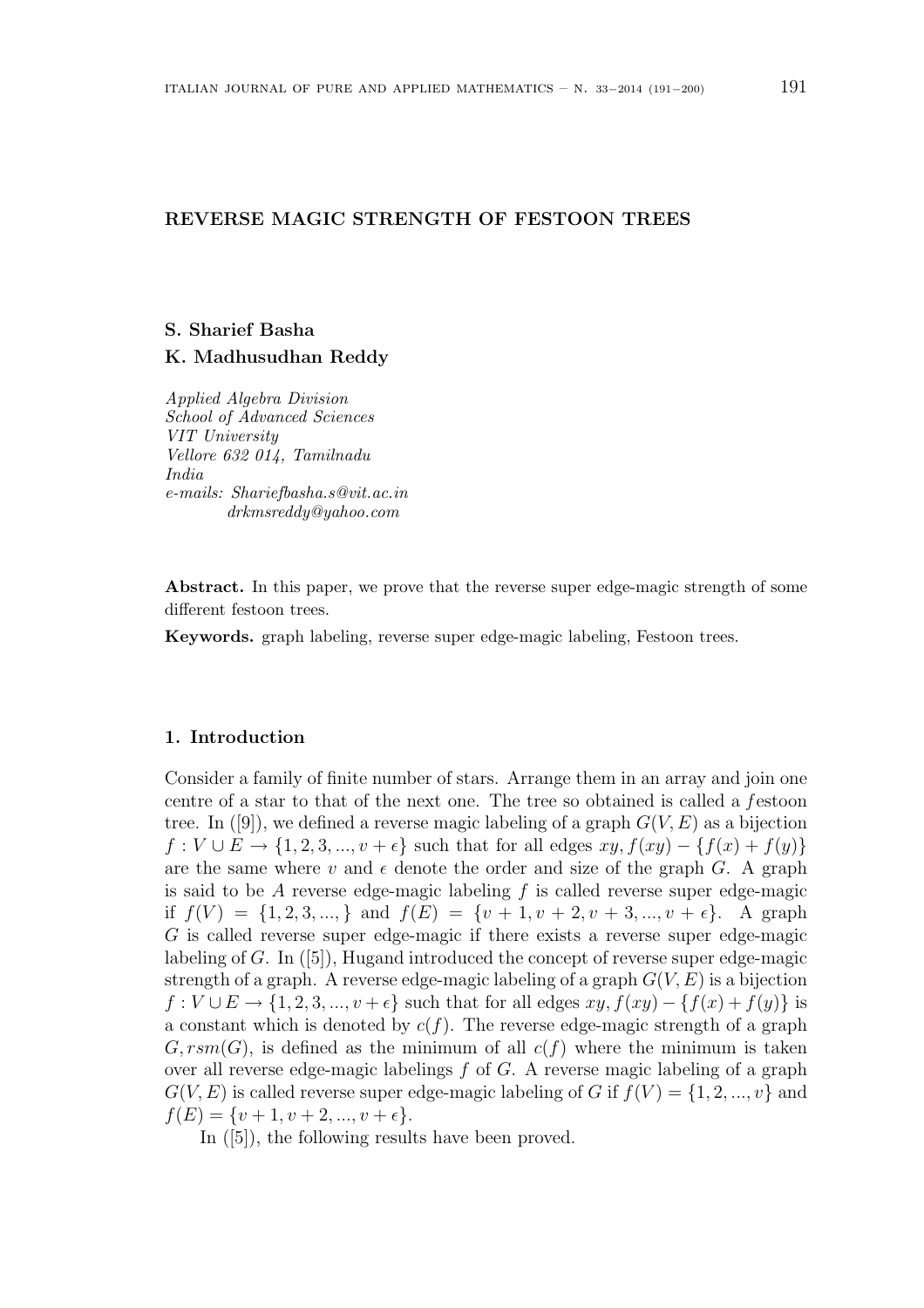# REVERSE MAGIC STRENGTH OF FESTOON TREES

**S. Sharief Basha**
**K. Madhusudhan Reddy**

*Applied Algebra Division*
*School of Advanced Sciences*
*VIT University*
*Vellore 632 014, Tamilnadu*
*India*
*e-mails: Shariefbasha.s@vit.ac.in*
*drkmsreddy@yahoo.com*

**Abstract.** In this paper, we prove that the reverse super edge-magic strength of some different festoon trees.

**Keywords.** graph labeling, reverse super edge-magic labeling, Festoon trees.

## 1. Introduction

Consider a family of finite number of stars. Arrange them in an array and join one centre of a star to that of the next one. The tree so obtained is called a *f*estoon tree. In ([9]), we defined a reverse magic labeling of a graph $G(V, E)$ as a bijection $f : V \cup E \to \{1, 2, 3, ..., v + \epsilon\}$ such that for all edges $xy, f(xy) - \{f(x) + f(y)\}$ are the same where $v$ and $\epsilon$ denote the order and size of the graph $G$. A graph is said to be $A$ reverse edge-magic labeling $f$ is called reverse super edge-magic if $f(V) = \{1, 2, 3, ..., \}$ and $f(E) = \{v + 1, v + 2, v + 3, ..., v + \epsilon\}$. A graph $G$ is called reverse super edge-magic if there exists a reverse super edge-magic labeling of $G$. In ([5]), Hugand introduced the concept of reverse super edge-magic strength of a graph. A reverse edge-magic labeling of a graph $G(V, E)$ is a bijection $f : V \cup E \to \{1, 2, 3, ..., v + \epsilon\}$ such that for all edges $xy, f(xy) - \{f(x) + f(y)\}$ is a constant which is denoted by $c(f)$. The reverse edge-magic strength of a graph $G, rsm(G)$, is defined as the minimum of all $c(f)$ where the minimum is taken over all reverse edge-magic labelings $f$ of $G$. A reverse magic labeling of a graph $G(V, E)$ is called reverse super edge-magic labeling of $G$ if $f(V) = \{1, 2, ..., v\}$ and $f(E) = \{v + 1, v + 2, ..., v + \epsilon\}$.

In ([5]), the following results have been proved.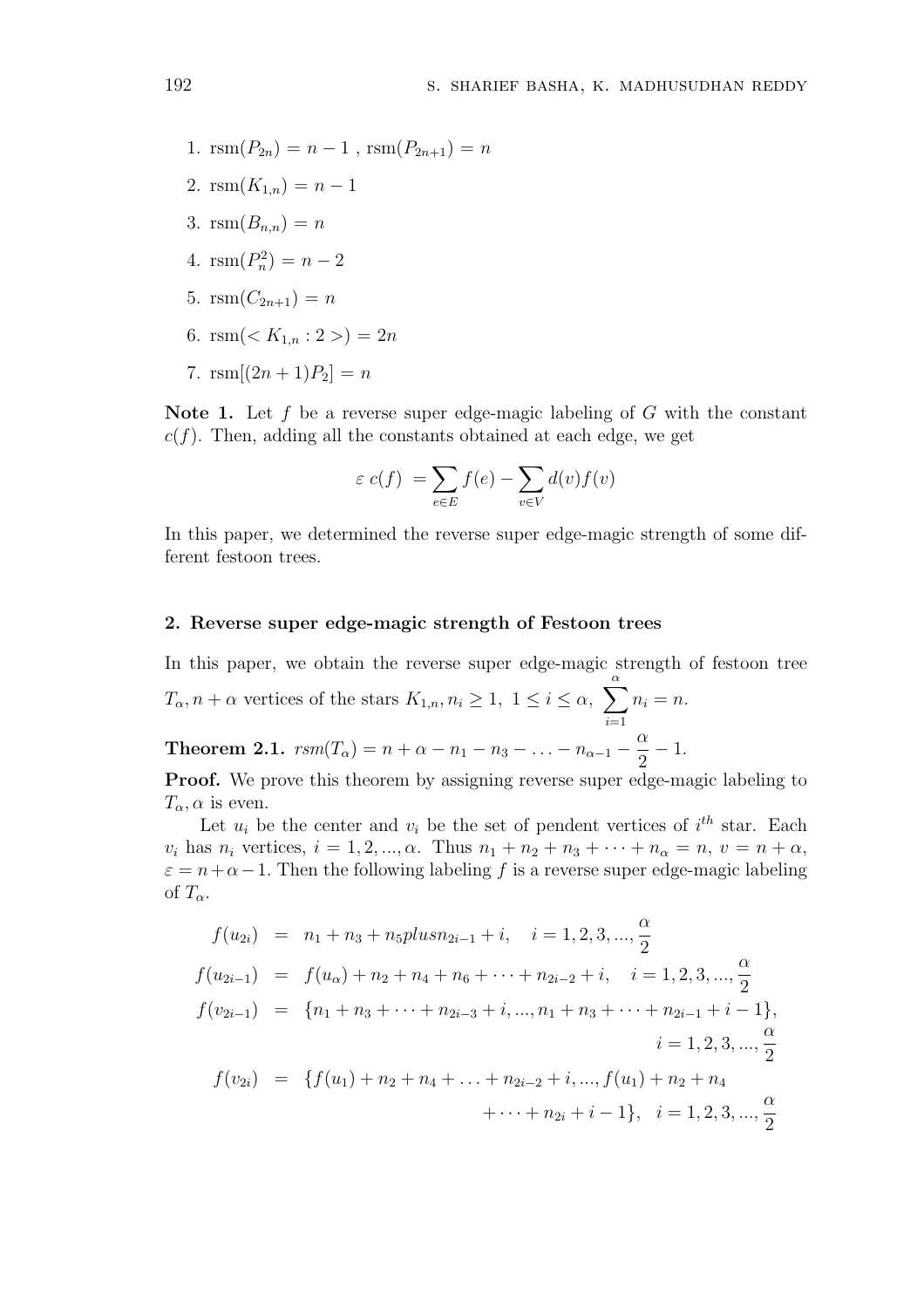1. $\text{rsm}(P_{2n}) = n - 1$ , $\text{rsm}(P_{2n+1}) = n$
2. $\text{rsm}(K_{1,n}) = n - 1$
3. $\text{rsm}(B_{n,n}) = n$
4. $\text{rsm}(P_n^2) = n - 2$
5. $\text{rsm}(C_{2n+1}) = n$
6. $\text{rsm}(< K_{1,n} : 2 >) = 2n$
7. $\text{rsm}[(2n + 1)P_2] = n$

**Note 1.** Let $f$ be a reverse super edge-magic labeling of $G$ with the constant $c(f)$. Then, adding all the constants obtained at each edge, we get

$$\varepsilon \ c(f) \ = \sum_{e \in E} f(e) - \sum_{v \in V} d(v) f(v)$$

In this paper, we determined the reverse super edge-magic strength of some different festoon trees.

## 2. Reverse super edge-magic strength of Festoon trees

In this paper, we obtain the reverse super edge-magic strength of festoon tree $T_\alpha, n + \alpha$ vertices of the stars $K_{1,n}, n_i \geq 1, \ 1 \leq i \leq \alpha, \ \sum_{i=1}^{\alpha} n_i = n$.

**Theorem 2.1.** $rsm(T_\alpha) = n + \alpha - n_1 - n_3 - \ldots - n_{\alpha-1} - \dfrac{\alpha}{2} - 1$.

**Proof.** We prove this theorem by assigning reverse super edge-magic labeling to $T_\alpha, \alpha$ is even.

Let $u_i$ be the center and $v_i$ be the set of pendent vertices of $i^{th}$ star. Each $v_i$ has $n_i$ vertices, $i = 1, 2, ..., \alpha$. Thus $n_1 + n_2 + n_3 + \cdots + n_\alpha = n$, $v = n + \alpha$, $\varepsilon = n + \alpha - 1$. Then the following labeling $f$ is a reverse super edge-magic labeling of $T_\alpha$.

$$\begin{aligned}
f(u_{2i}) &= n_1 + n_3 + n_5 plus n_{2i-1} + i, \quad i = 1, 2, 3, ..., \frac{\alpha}{2} \\
f(u_{2i-1}) &= f(u_\alpha) + n_2 + n_4 + n_6 + \cdots + n_{2i-2} + i, \quad i = 1, 2, 3, ..., \frac{\alpha}{2} \\
f(v_{2i-1}) &= \{n_1 + n_3 + \cdots + n_{2i-3} + i, ..., n_1 + n_3 + \cdots + n_{2i-1} + i - 1\}, \\
&\qquad\qquad\qquad\qquad\qquad\qquad\qquad\qquad\qquad\qquad i = 1, 2, 3, ..., \frac{\alpha}{2} \\
f(v_{2i}) &= \{f(u_1) + n_2 + n_4 + \ldots + n_{2i-2} + i, ..., f(u_1) + n_2 + n_4 \\
&\qquad\qquad\qquad\qquad + \cdots + n_{2i} + i - 1\}, \quad i = 1, 2, 3, ..., \frac{\alpha}{2}
\end{aligned}$$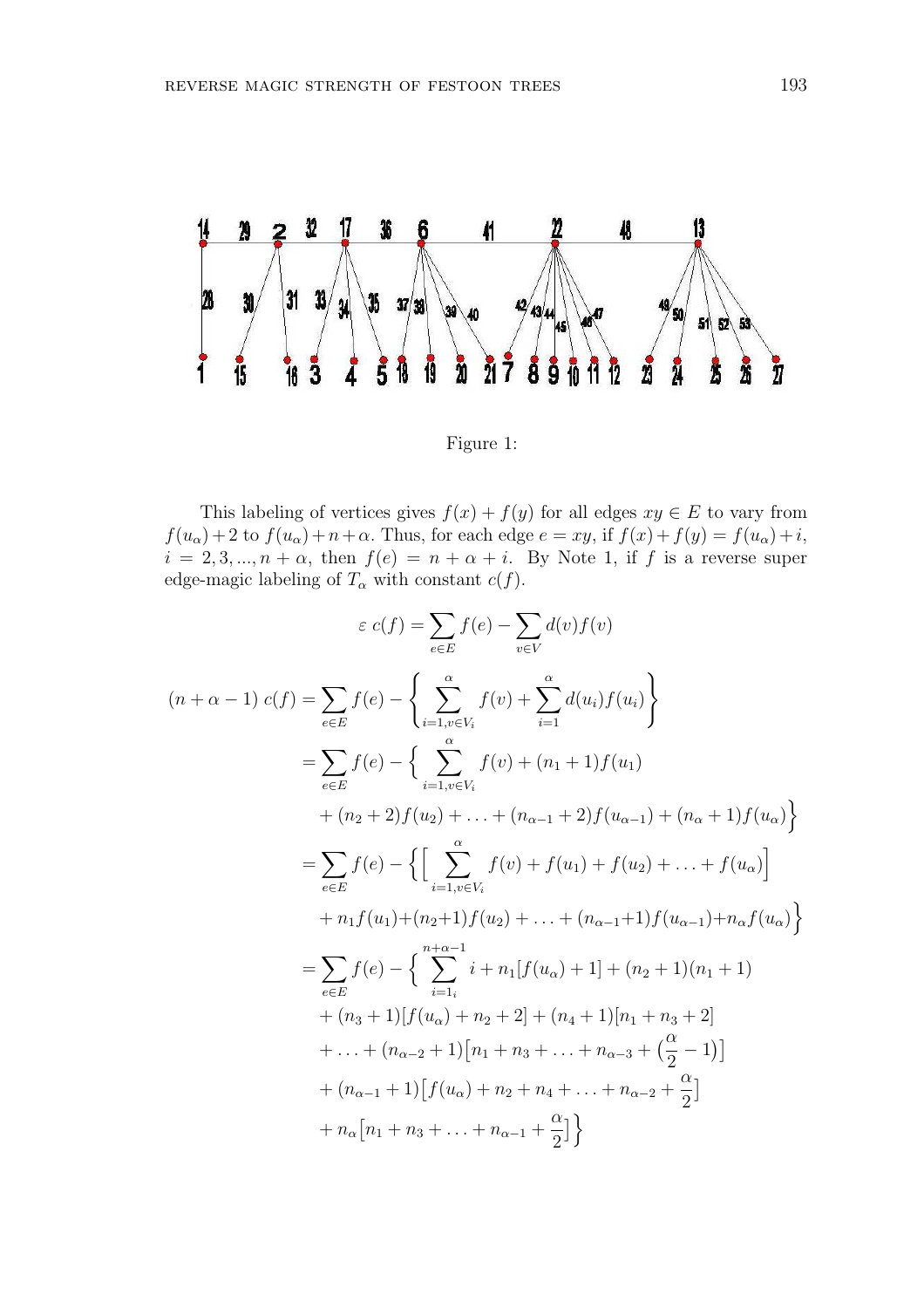Figure 1:

This labeling of vertices gives $f(x) + f(y)$ for all edges $xy \in E$ to vary from $f(u_\alpha) + 2$ to $f(u_\alpha) + n + \alpha$. Thus, for each edge $e = xy$, if $f(x) + f(y) = f(u_\alpha) + i$, $i = 2, 3, ..., n + \alpha$, then $f(e) = n + \alpha + i$. By Note 1, if $f$ is a reverse super edge-magic labeling of $T_\alpha$ with constant $c(f)$.

$$\varepsilon\ c(f) = \sum_{e \in E} f(e) - \sum_{v \in V} d(v) f(v)$$

$$\begin{aligned}
(n + \alpha - 1)\ c(f) &= \sum_{e \in E} f(e) - \left\{ \sum_{i=1, v \in V_i}^{\alpha} f(v) + \sum_{i=1}^{\alpha} d(u_i) f(u_i) \right\} \\
&= \sum_{e \in E} f(e) - \Big\{ \sum_{i=1, v \in V_i}^{\alpha} f(v) + (n_1 + 1) f(u_1) \\
&\quad + (n_2 + 2) f(u_2) + \ldots + (n_{\alpha-1} + 2) f(u_{\alpha-1}) + (n_\alpha + 1) f(u_\alpha) \Big\} \\
&= \sum_{e \in E} f(e) - \Big\{ \Big[ \sum_{i=1, v \in V_i}^{\alpha} f(v) + f(u_1) + f(u_2) + \ldots + f(u_\alpha) \Big] \\
&\quad + n_1 f(u_1) + (n_2 + 1) f(u_2) + \ldots + (n_{\alpha-1} + 1) f(u_{\alpha-1}) + n_\alpha f(u_\alpha) \Big\} \\
&= \sum_{e \in E} f(e) - \Big\{ \sum_{i=1_i}^{n+\alpha-1} i + n_1 [f(u_\alpha) + 1] + (n_2 + 1)(n_1 + 1) \\
&\quad + (n_3 + 1)[f(u_\alpha) + n_2 + 2] + (n_4 + 1)[n_1 + n_3 + 2] \\
&\quad + \ldots + (n_{\alpha-2} + 1)\big[n_1 + n_3 + \ldots + n_{\alpha-3} + \big(\frac{\alpha}{2} - 1\big)\big] \\
&\quad + (n_{\alpha-1} + 1)\big[f(u_\alpha) + n_2 + n_4 + \ldots + n_{\alpha-2} + \frac{\alpha}{2}\big] \\
&\quad + n_\alpha \big[n_1 + n_3 + \ldots + n_{\alpha-1} + \frac{\alpha}{2}\big] \Big\}
\end{aligned}$$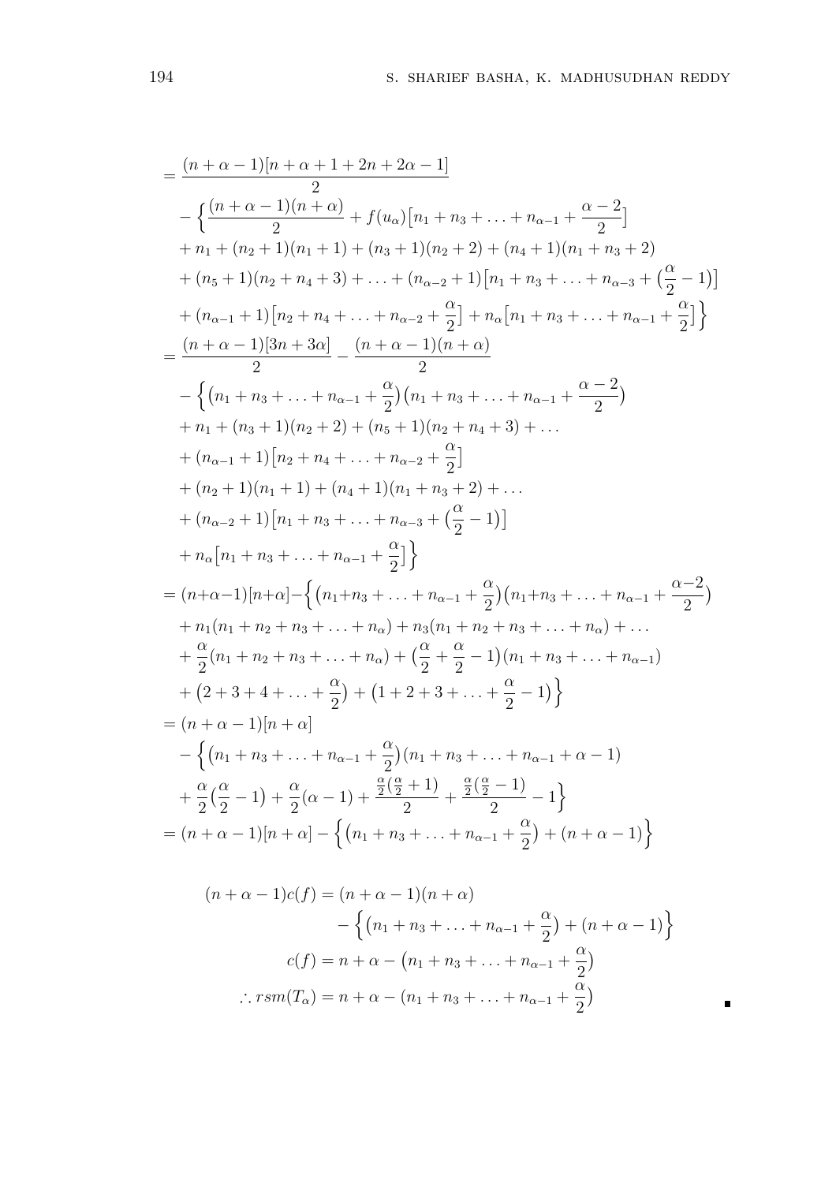$$
\begin{aligned}
&= \frac{(n+\alpha-1)[n+\alpha+1+2n+2\alpha-1]}{2} \\
&\quad - \Big\{ \frac{(n+\alpha-1)(n+\alpha)}{2} + f(u_\alpha)\big[n_1+n_3+\ldots+n_{\alpha-1}+\frac{\alpha-2}{2}\big] \\
&\quad + n_1 + (n_2+1)(n_1+1) + (n_3+1)(n_2+2) + (n_4+1)(n_1+n_3+2) \\
&\quad + (n_5+1)(n_2+n_4+3) + \ldots + (n_{\alpha-2}+1)\big[n_1+n_3+\ldots+n_{\alpha-3}+\big(\frac{\alpha}{2}-1\big)\big] \\
&\quad + (n_{\alpha-1}+1)\big[n_2+n_4+\ldots+n_{\alpha-2}+\frac{\alpha}{2}\big] + n_\alpha\big[n_1+n_3+\ldots+n_{\alpha-1}+\frac{\alpha}{2}\big]\Big\} \\
&= \frac{(n+\alpha-1)[3n+3\alpha]}{2} - \frac{(n+\alpha-1)(n+\alpha)}{2} \\
&\quad - \Big\{\big(n_1+n_3+\ldots+n_{\alpha-1}+\frac{\alpha}{2}\big)\big(n_1+n_3+\ldots+n_{\alpha-1}+\frac{\alpha-2}{2}\big) \\
&\quad + n_1 + (n_3+1)(n_2+2) + (n_5+1)(n_2+n_4+3) + \ldots \\
&\quad + (n_{\alpha-1}+1)\big[n_2+n_4+\ldots+n_{\alpha-2}+\frac{\alpha}{2}\big] \\
&\quad + (n_2+1)(n_1+1) + (n_4+1)(n_1+n_3+2) + \ldots \\
&\quad + (n_{\alpha-2}+1)\big[n_1+n_3+\ldots+n_{\alpha-3}+\big(\frac{\alpha}{2}-1\big)\big] \\
&\quad + n_\alpha\big[n_1+n_3+\ldots+n_{\alpha-1}+\frac{\alpha}{2}\big]\Big\} \\
&= (n+\alpha-1)[n+\alpha] - \Big\{\big(n_1+n_3+\ldots+n_{\alpha-1}+\frac{\alpha}{2}\big)\big(n_1+n_3+\ldots+n_{\alpha-1}+\frac{\alpha-2}{2}\big) \\
&\quad + n_1(n_1+n_2+n_3+\ldots+n_\alpha) + n_3(n_1+n_2+n_3+\ldots+n_\alpha) + \ldots \\
&\quad + \frac{\alpha}{2}(n_1+n_2+n_3+\ldots+n_\alpha) + \big(\frac{\alpha}{2}+\frac{\alpha}{2}-1\big)(n_1+n_3+\ldots+n_{\alpha-1}) \\
&\quad + \big(2+3+4+\ldots+\frac{\alpha}{2}\big) + \big(1+2+3+\ldots+\frac{\alpha}{2}-1\big)\Big\} \\
&= (n+\alpha-1)[n+\alpha] \\
&\quad - \Big\{\big(n_1+n_3+\ldots+n_{\alpha-1}+\frac{\alpha}{2}\big)(n_1+n_3+\ldots+n_{\alpha-1}+\alpha-1) \\
&\quad + \frac{\alpha}{2}\big(\frac{\alpha}{2}-1\big) + \frac{\alpha}{2}(\alpha-1) + \frac{\frac{\alpha}{2}(\frac{\alpha}{2}+1)}{2} + \frac{\frac{\alpha}{2}(\frac{\alpha}{2}-1)}{2} - 1\Big\} \\
&= (n+\alpha-1)[n+\alpha] - \Big\{\big(n_1+n_3+\ldots+n_{\alpha-1}+\frac{\alpha}{2}\big) + (n+\alpha-1)\Big\}
\end{aligned}
$$

$$
\begin{aligned}
(n+\alpha-1)c(f) &= (n+\alpha-1)(n+\alpha) \\
&\quad - \Big\{\big(n_1+n_3+\ldots+n_{\alpha-1}+\frac{\alpha}{2}\big) + (n+\alpha-1)\Big\} \\
c(f) &= n+\alpha - \big(n_1+n_3+\ldots+n_{\alpha-1}+\frac{\alpha}{2}\big) \\
\therefore rsm(T_\alpha) &= n+\alpha - \big(n_1+n_3+\ldots+n_{\alpha-1}+\frac{\alpha}{2}\big)
\end{aligned}
$$

∎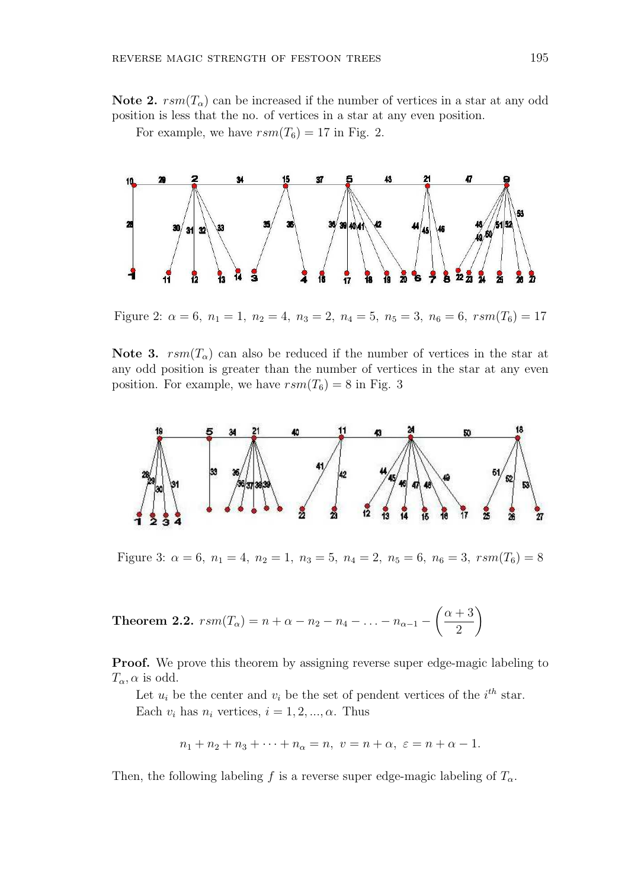**Note 2.** $rsm(T_\alpha)$ can be increased if the number of vertices in a star at any odd position is less that the no. of vertices in a star at any even position.

For example, we have $rsm(T_6) = 17$ in Fig. 2.

Figure 2: $\alpha = 6,\ n_1 = 1,\ n_2 = 4,\ n_3 = 2,\ n_4 = 5,\ n_5 = 3,\ n_6 = 6,\ rsm(T_6) = 17$

**Note 3.** $rsm(T_\alpha)$ can also be reduced if the number of vertices in the star at any odd position is greater than the number of vertices in the star at any even position. For example, we have $rsm(T_6) = 8$ in Fig. 3

Figure 3: $\alpha = 6,\ n_1 = 4,\ n_2 = 1,\ n_3 = 5,\ n_4 = 2,\ n_5 = 6,\ n_6 = 3,\ rsm(T_6) = 8$

**Theorem 2.2.** $rsm(T_\alpha) = n + \alpha - n_2 - n_4 - \ldots - n_{\alpha-1} - \left(\dfrac{\alpha+3}{2}\right)$

**Proof.** We prove this theorem by assigning reverse super edge-magic labeling to $T_\alpha, \alpha$ is odd.

Let $u_i$ be the center and $v_i$ be the set of pendent vertices of the $i^{th}$ star. Each $v_i$ has $n_i$ vertices, $i = 1, 2, ..., \alpha$. Thus

$$n_1 + n_2 + n_3 + \cdots + n_\alpha = n,\ v = n + \alpha,\ \varepsilon = n + \alpha - 1.$$

Then, the following labeling $f$ is a reverse super edge-magic labeling of $T_\alpha$.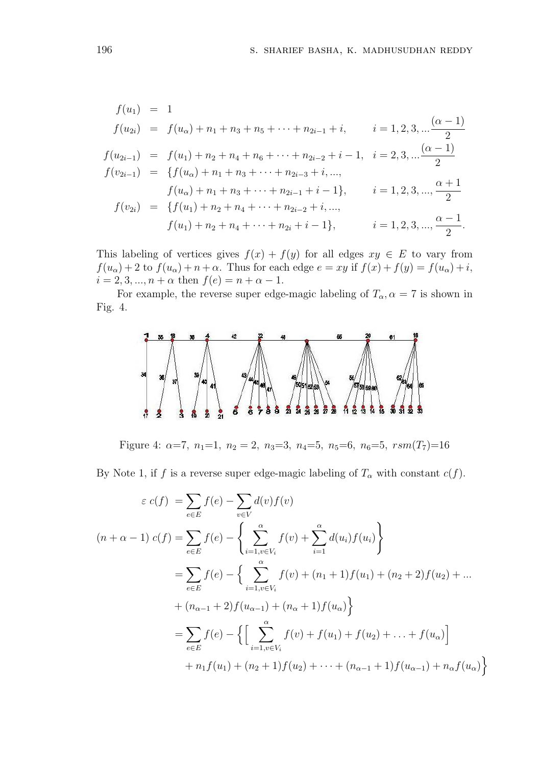$$
\begin{aligned}
f(u_1) &= 1 \\
f(u_{2i}) &= f(u_\alpha) + n_1 + n_3 + n_5 + \cdots + n_{2i-1} + i, && i = 1, 2, 3, \ldots \frac{(\alpha-1)}{2} \\
f(u_{2i-1}) &= f(u_1) + n_2 + n_4 + n_6 + \cdots + n_{2i-2} + i - 1, && i = 2, 3, \ldots \frac{(\alpha-1)}{2} \\
f(v_{2i-1}) &= \{f(u_\alpha) + n_1 + n_3 + \cdots + n_{2i-3} + i, \ldots, \\
&\qquad f(u_\alpha) + n_1 + n_3 + \cdots + n_{2i-1} + i - 1\}, && i = 1, 2, 3, \ldots, \frac{\alpha+1}{2} \\
f(v_{2i}) &= \{f(u_1) + n_2 + n_4 + \cdots + n_{2i-2} + i, \ldots, \\
&\qquad f(u_1) + n_2 + n_4 + \cdots + n_{2i} + i - 1\}, && i = 1, 2, 3, \ldots, \frac{\alpha-1}{2}.
\end{aligned}
$$

This labeling of vertices gives $f(x) + f(y)$ for all edges $xy \in E$ to vary from $f(u_\alpha) + 2$ to $f(u_\alpha) + n + \alpha$. Thus for each edge $e = xy$ if $f(x) + f(y) = f(u_\alpha) + i$, $i = 2, 3, \ldots, n + \alpha$ then $f(e) = n + \alpha - 1$.

For example, the reverse super edge-magic labeling of $T_\alpha, \alpha = 7$ is shown in Fig. 4.

Figure 4: $\alpha$=7, $n_1$=1, $n_2 = 2$, $n_3$=3, $n_4$=5, $n_5$=6, $n_6$=5, $rsm(T_7)$=16

By Note 1, if $f$ is a reverse super edge-magic labeling of $T_\alpha$ with constant $c(f)$.

$$
\begin{aligned}
\varepsilon\ c(f) &= \sum_{e \in E} f(e) - \sum_{v \in V} d(v) f(v) \\
(n + \alpha - 1)\ c(f) &= \sum_{e \in E} f(e) - \left\{ \sum_{i=1, v \in V_i}^{\alpha} f(v) + \sum_{i=1}^{\alpha} d(u_i) f(u_i) \right\} \\
&= \sum_{e \in E} f(e) - \Big\{ \sum_{i=1, v \in V_i}^{\alpha} f(v) + (n_1 + 1) f(u_1) + (n_2 + 2) f(u_2) + \ldots \\
&\quad + (n_{\alpha-1} + 2) f(u_{\alpha-1}) + (n_\alpha + 1) f(u_\alpha) \Big\} \\
&= \sum_{e \in E} f(e) - \Big\{ \Big[ \sum_{i=1, v \in V_i}^{\alpha} f(v) + f(u_1) + f(u_2) + \ldots + f(u_\alpha) \Big] \\
&\quad + n_1 f(u_1) + (n_2 + 1) f(u_2) + \cdots + (n_{\alpha-1} + 1) f(u_{\alpha-1}) + n_\alpha f(u_\alpha) \Big\}
\end{aligned}
$$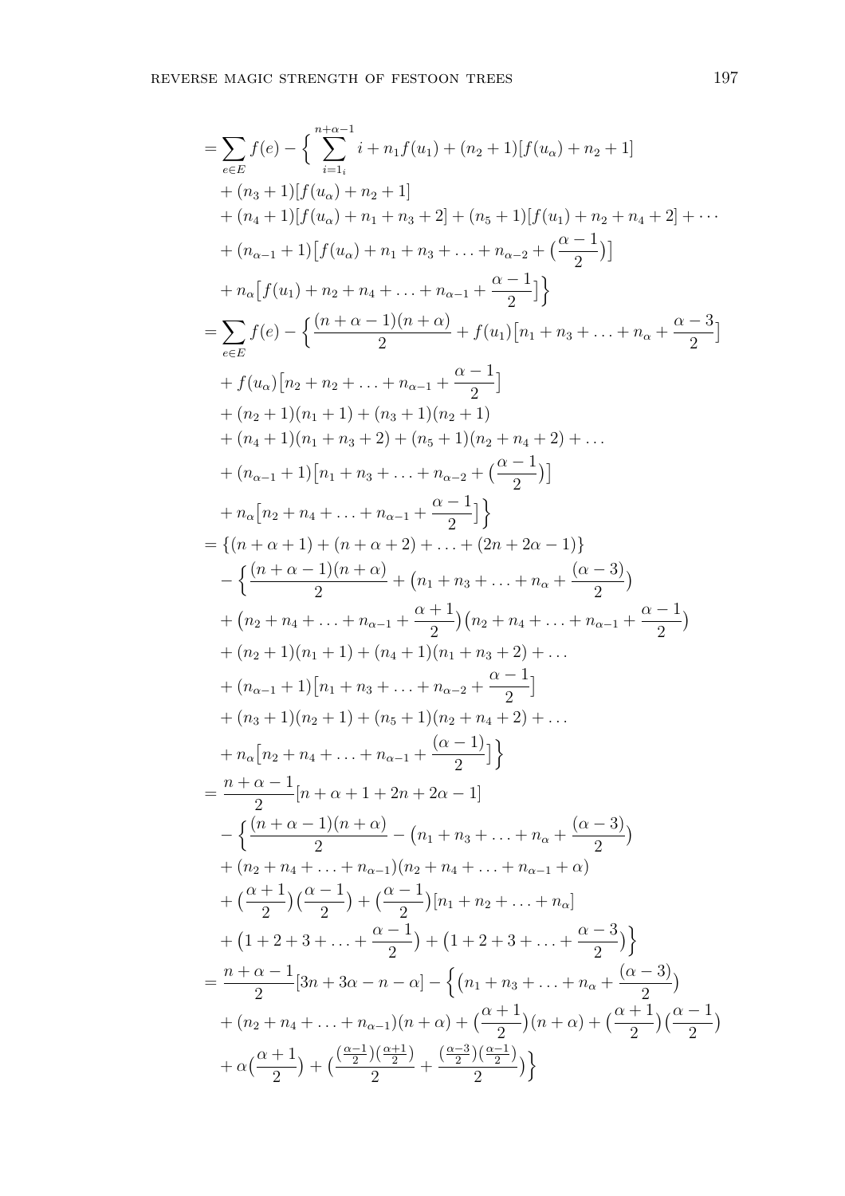$$
\begin{aligned}
&= \sum_{e\in E} f(e) - \Big\{ \sum_{i=1_i}^{n+\alpha-1} i + n_1 f(u_1) + (n_2+1)[f(u_\alpha) + n_2 + 1] \\
&\quad + (n_3+1)[f(u_\alpha) + n_2 + 1] \\
&\quad + (n_4+1)[f(u_\alpha) + n_1 + n_3 + 2] + (n_5+1)[f(u_1) + n_2 + n_4 + 2] + \cdots \\
&\quad + (n_{\alpha-1}+1)\big[f(u_\alpha) + n_1 + n_3 + \ldots + n_{\alpha-2} + \big(\frac{\alpha-1}{2}\big)\big] \\
&\quad + n_\alpha\big[f(u_1) + n_2 + n_4 + \ldots + n_{\alpha-1} + \frac{\alpha-1}{2}\big]\Big\} \\
&= \sum_{e\in E} f(e) - \Big\{ \frac{(n+\alpha-1)(n+\alpha)}{2} + f(u_1)\big[n_1 + n_3 + \ldots + n_\alpha + \frac{\alpha-3}{2}\big] \\
&\quad + f(u_\alpha)\big[n_2 + n_2 + \ldots + n_{\alpha-1} + \frac{\alpha-1}{2}\big] \\
&\quad + (n_2+1)(n_1+1) + (n_3+1)(n_2+1) \\
&\quad + (n_4+1)(n_1+n_3+2) + (n_5+1)(n_2+n_4+2) + \ldots \\
&\quad + (n_{\alpha-1}+1)\big[n_1 + n_3 + \ldots + n_{\alpha-2} + \big(\frac{\alpha-1}{2}\big)\big] \\
&\quad + n_\alpha\big[n_2 + n_4 + \ldots + n_{\alpha-1} + \frac{\alpha-1}{2}\big]\Big\} \\
&= \{(n+\alpha+1) + (n+\alpha+2) + \ldots + (2n+2\alpha-1)\} \\
&\quad - \Big\{ \frac{(n+\alpha-1)(n+\alpha)}{2} + \big(n_1 + n_3 + \ldots + n_\alpha + \frac{(\alpha-3)}{2}\big) \\
&\quad + \big(n_2 + n_4 + \ldots + n_{\alpha-1} + \frac{\alpha+1}{2}\big)\big(n_2 + n_4 + \ldots + n_{\alpha-1} + \frac{\alpha-1}{2}\big) \\
&\quad + (n_2+1)(n_1+1) + (n_4+1)(n_1+n_3+2) + \ldots \\
&\quad + (n_{\alpha-1}+1)\big[n_1 + n_3 + \ldots + n_{\alpha-2} + \frac{\alpha-1}{2}\big] \\
&\quad + (n_3+1)(n_2+1) + (n_5+1)(n_2+n_4+2) + \ldots \\
&\quad + n_\alpha\big[n_2 + n_4 + \ldots + n_{\alpha-1} + \frac{(\alpha-1)}{2}\big]\Big\} \\
&= \frac{n+\alpha-1}{2}[n+\alpha+1+2n+2\alpha-1] \\
&\quad - \Big\{ \frac{(n+\alpha-1)(n+\alpha)}{2} - \big(n_1 + n_3 + \ldots + n_\alpha + \frac{(\alpha-3)}{2}\big) \\
&\quad + (n_2 + n_4 + \ldots + n_{\alpha-1})(n_2 + n_4 + \ldots + n_{\alpha-1} + \alpha) \\
&\quad + \big(\frac{\alpha+1}{2}\big)\big(\frac{\alpha-1}{2}\big) + \big(\frac{\alpha-1}{2}\big)[n_1 + n_2 + \ldots + n_\alpha] \\
&\quad + \big(1 + 2 + 3 + \ldots + \frac{\alpha-1}{2}\big) + \big(1 + 2 + 3 + \ldots + \frac{\alpha-3}{2}\big)\Big\} \\
&= \frac{n+\alpha-1}{2}[3n+3\alpha-n-\alpha] - \Big\{\big(n_1 + n_3 + \ldots + n_\alpha + \frac{(\alpha-3)}{2}\big) \\
&\quad + (n_2 + n_4 + \ldots + n_{\alpha-1})(n+\alpha) + \big(\frac{\alpha+1}{2}\big)(n+\alpha) + \big(\frac{\alpha+1}{2}\big)\big(\frac{\alpha-1}{2}\big) \\
&\quad + \alpha\big(\frac{\alpha+1}{2}\big) + \big(\frac{(\frac{\alpha-1}{2})(\frac{\alpha+1}{2})}{2} + \frac{(\frac{\alpha-3}{2})(\frac{\alpha-1}{2})}{2}\big)\Big\}
\end{aligned}
$$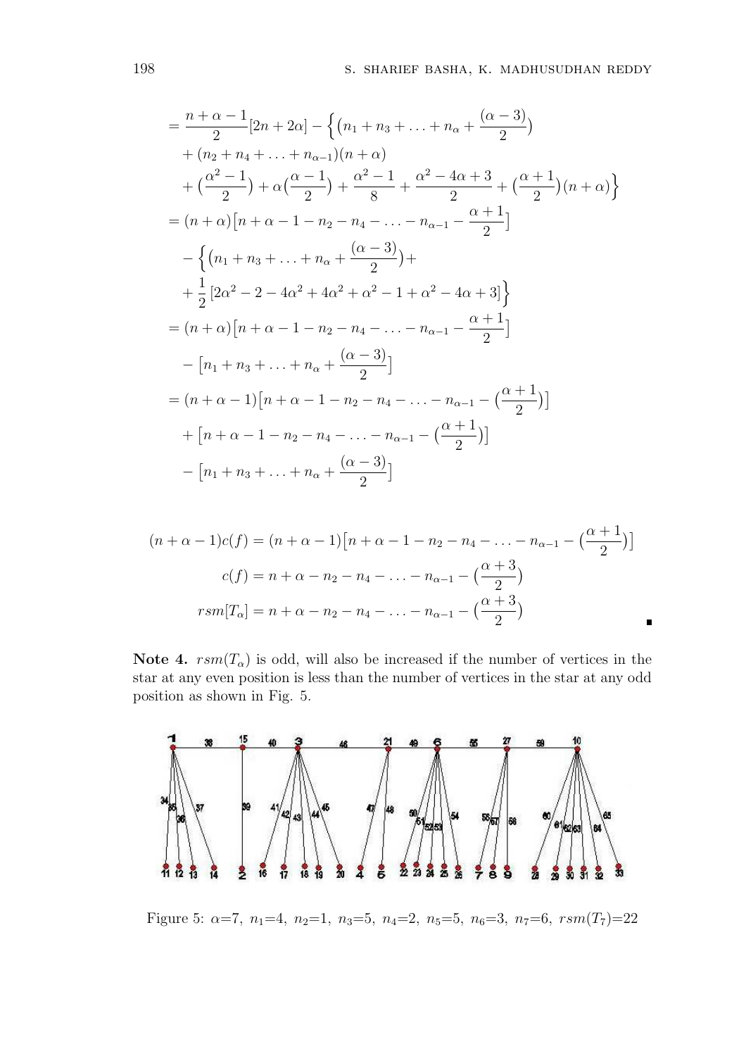$$
\begin{aligned}
&= \frac{n+\alpha-1}{2}[2n+2\alpha] - \Big\{\big(n_1+n_3+\ldots+n_\alpha+\frac{(\alpha-3)}{2}\big) \\
&\quad + (n_2+n_4+\ldots+n_{\alpha-1})(n+\alpha) \\
&\quad + \big(\frac{\alpha^2-1}{2}\big) + \alpha\big(\frac{\alpha-1}{2}\big) + \frac{\alpha^2-1}{8} + \frac{\alpha^2-4\alpha+3}{2} + \big(\frac{\alpha+1}{2}\big)(n+\alpha)\Big\} \\
&= (n+\alpha)\big[n+\alpha-1-n_2-n_4-\ldots-n_{\alpha-1}-\frac{\alpha+1}{2}\big] \\
&\quad - \Big\{\big(n_1+n_3+\ldots+n_\alpha+\frac{(\alpha-3)}{2}\big)+ \\
&\quad + \frac{1}{2}\left[2\alpha^2-2-4\alpha^2+4\alpha^2+\alpha^2-1+\alpha^2-4\alpha+3\right]\Big\} \\
&= (n+\alpha)\big[n+\alpha-1-n_2-n_4-\ldots-n_{\alpha-1}-\frac{\alpha+1}{2}\big] \\
&\quad - \big[n_1+n_3+\ldots+n_\alpha+\frac{(\alpha-3)}{2}\big] \\
&= (n+\alpha-1)\big[n+\alpha-1-n_2-n_4-\ldots-n_{\alpha-1}-\big(\frac{\alpha+1}{2}\big)\big] \\
&\quad + \big[n+\alpha-1-n_2-n_4-\ldots-n_{\alpha-1}-\big(\frac{\alpha+1}{2}\big)\big] \\
&\quad - \big[n_1+n_3+\ldots+n_\alpha+\frac{(\alpha-3)}{2}\big]
\end{aligned}
$$

$$
\begin{aligned}
(n+\alpha-1)c(f) &= (n+\alpha-1)\big[n+\alpha-1-n_2-n_4-\ldots-n_{\alpha-1}-\big(\frac{\alpha+1}{2}\big)\big] \\
c(f) &= n+\alpha-n_2-n_4-\ldots-n_{\alpha-1}-\big(\frac{\alpha+3}{2}\big) \\
rsm[T_\alpha] &= n+\alpha-n_2-n_4-\ldots-n_{\alpha-1}-\big(\frac{\alpha+3}{2}\big)
\end{aligned}
$$

■

**Note 4.** $rsm(T_\alpha)$ is odd, will also be increased if the number of vertices in the star at any even position is less than the number of vertices in the star at any odd position as shown in Fig. 5.

Figure 5: $\alpha$=7, $n_1$=4, $n_2$=1, $n_3$=5, $n_4$=2, $n_5$=5, $n_6$=3, $n_7$=6, $rsm(T_7)$=22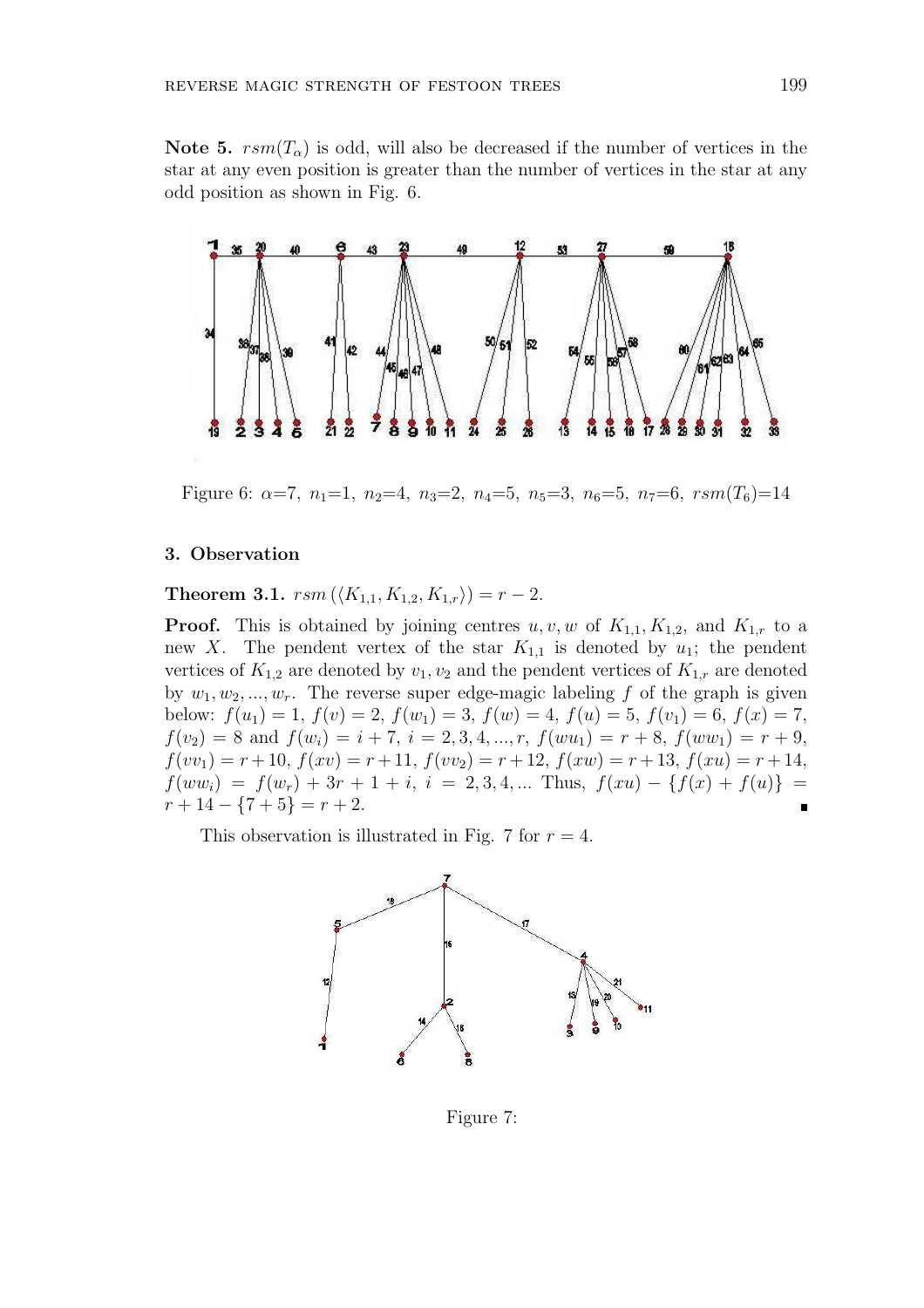**Note 5.** $rsm(T_\alpha)$ is odd, will also be decreased if the number of vertices in the star at any even position is greater than the number of vertices in the star at any odd position as shown in Fig. 6.

Figure 6: $\alpha$=7, $n_1$=1, $n_2$=4, $n_3$=2, $n_4$=5, $n_5$=3, $n_6$=5, $n_7$=6, $rsm(T_6)$=14

## 3. Observation

**Theorem 3.1.** $rsm\left(\langle K_{1,1}, K_{1,2}, K_{1,r}\rangle\right) = r - 2$.

**Proof.** This is obtained by joining centres $u, v, w$ of $K_{1,1}$, $K_{1,2}$, and $K_{1,r}$ to a new $X$. The pendent vertex of the star $K_{1,1}$ is denoted by $u_1$; the pendent vertices of $K_{1,2}$ are denoted by $v_1, v_2$ and the pendent vertices of $K_{1,r}$ are denoted by $w_1, w_2, ..., w_r$. The reverse super edge-magic labeling $f$ of the graph is given below: $f(u_1) = 1$, $f(v) = 2$, $f(w_1) = 3$, $f(w) = 4$, $f(u) = 5$, $f(v_1) = 6$, $f(x) = 7$, $f(v_2) = 8$ and $f(w_i) = i + 7$, $i = 2, 3, 4, ..., r$, $f(wu_1) = r + 8$, $f(ww_1) = r + 9$, $f(vv_1) = r + 10$, $f(xv) = r + 11$, $f(vv_2) = r + 12$, $f(xw) = r + 13$, $f(xu) = r + 14$, $f(ww_i) = f(w_r) + 3r + 1 + i$, $i = 2, 3, 4, ...$ Thus, $f(xu) - \{f(x) + f(u)\} = r + 14 - \{7 + 5\} = r + 2$. ∎

This observation is illustrated in Fig. 7 for $r = 4$.

Figure 7: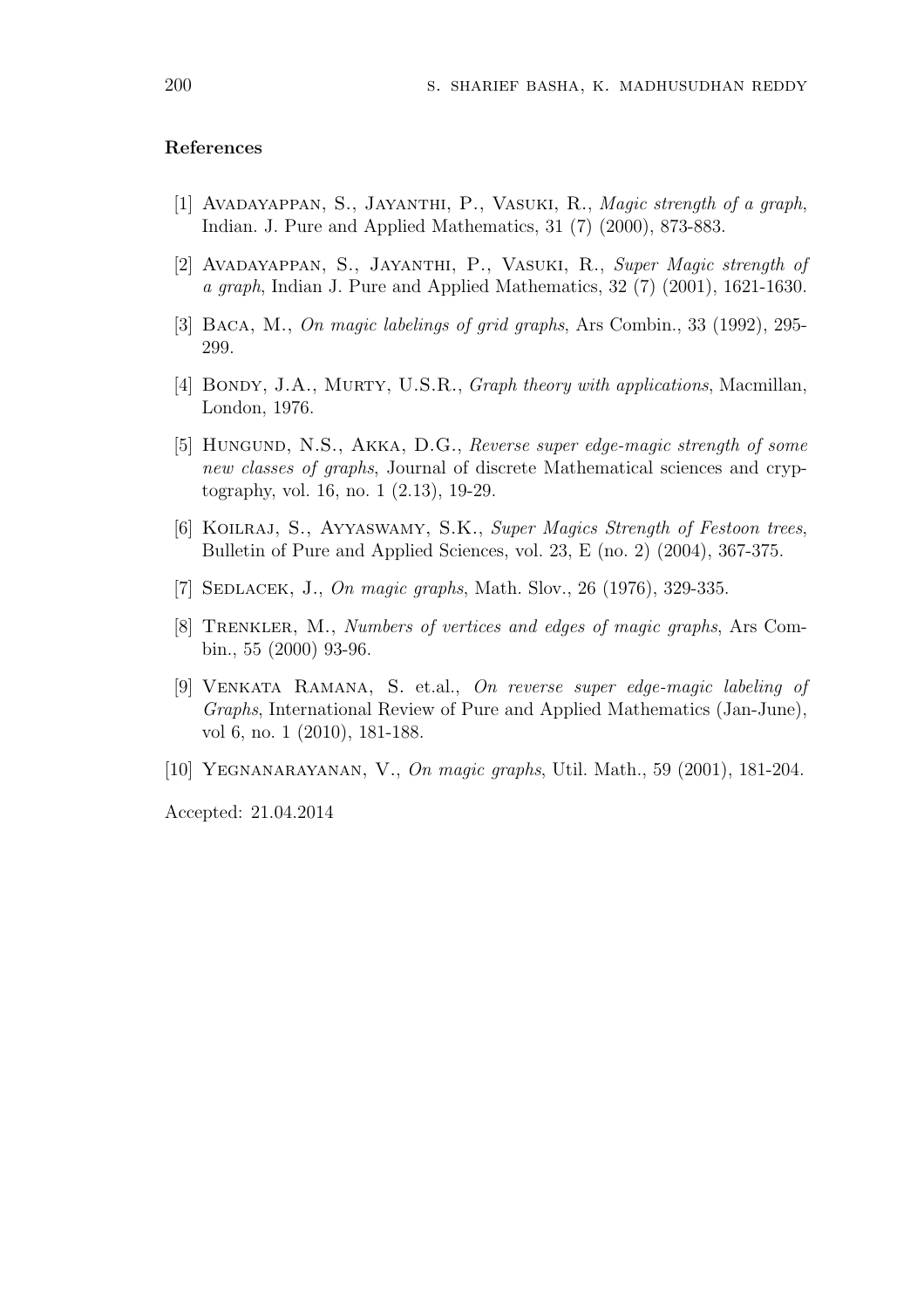## References

[1] Avadayappan, S., Jayanthi, P., Vasuki, R., *Magic strength of a graph*, Indian. J. Pure and Applied Mathematics, 31 (7) (2000), 873-883.

[2] Avadayappan, S., Jayanthi, P., Vasuki, R., *Super Magic strength of a graph*, Indian J. Pure and Applied Mathematics, 32 (7) (2001), 1621-1630.

[3] Baca, M., *On magic labelings of grid graphs*, Ars Combin., 33 (1992), 295-299.

[4] Bondy, J.A., Murty, U.S.R., *Graph theory with applications*, Macmillan, London, 1976.

[5] Hungund, N.S., Akka, D.G., *Reverse super edge-magic strength of some new classes of graphs*, Journal of discrete Mathematical sciences and cryptography, vol. 16, no. 1 (2.13), 19-29.

[6] Koilraj, S., Ayyaswamy, S.K., *Super Magics Strength of Festoon trees*, Bulletin of Pure and Applied Sciences, vol. 23, E (no. 2) (2004), 367-375.

[7] Sedlacek, J., *On magic graphs*, Math. Slov., 26 (1976), 329-335.

[8] Trenkler, M., *Numbers of vertices and edges of magic graphs*, Ars Combin., 55 (2000) 93-96.

[9] Venkata Ramana, S. et.al., *On reverse super edge-magic labeling of Graphs*, International Review of Pure and Applied Mathematics (Jan-June), vol 6, no. 1 (2010), 181-188.

[10] Yegnanarayanan, V., *On magic graphs*, Util. Math., 59 (2001), 181-204.

Accepted: 21.04.2014